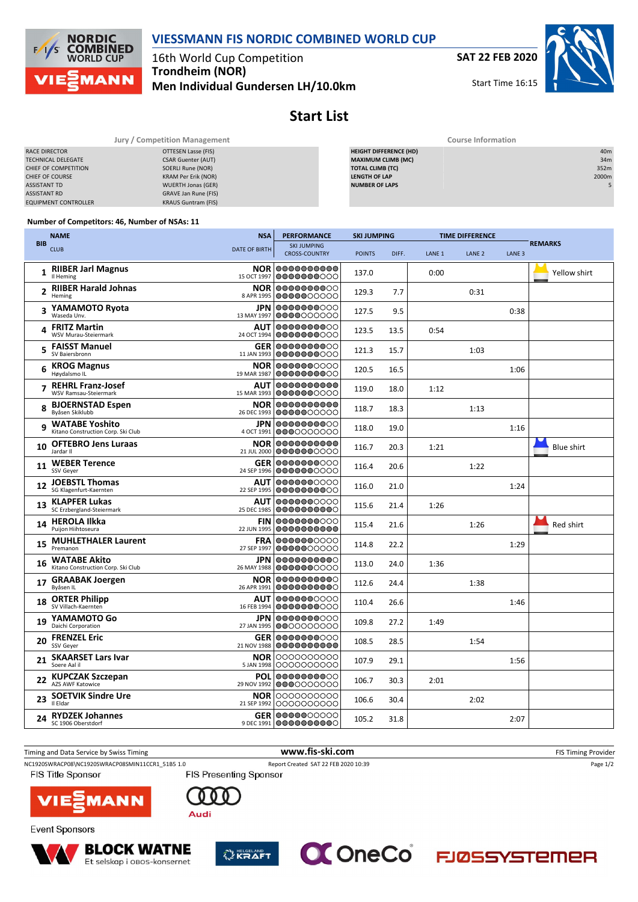# VIESSMANN FIS NORDIC COMBINED WORLD CUP

16th World Cup Competition
**Trondheim (NOR)**
**Men Individual Gundersen LH/10.0km**

**SAT 22 FEB 2020**
Start Time 16:15

## Start List

### Jury / Competition Management

| | |
|---|---|
| RACE DIRECTOR | OTTESEN Lasse (FIS) |
| TECHNICAL DELEGATE | CSAR Guenter (AUT) |
| CHIEF OF COMPETITION | SOERLI Rune (NOR) |
| CHIEF OF COURSE | KRAM Per Erik (NOR) |
| ASSISTANT TD | WUERTH Jonas (GER) |
| ASSISTANT RD | GRAVE Jan Rune (FIS) |
| EQUIPMENT CONTROLLER | KRAUS Guntram (FIS) |

### Course Information

| | |
|---|---|
| HEIGHT DIFFERENCE (HD) | 40m |
| MAXIMUM CLIMB (MC) | 34m |
| TOTAL CLIMB (TC) | 352m |
| LENGTH OF LAP | 2000m |
| NUMBER OF LAPS | 5 |

**Number of Competitors: 46, Number of NSAs: 11**

| BIB | NAME / CLUB | NSA / DATE OF BIRTH | PERFORMANCE SKI JUMPING / CROSS-COUNTRY | POINTS | DIFF. | LANE 1 | LANE 2 | LANE 3 | REMARKS |
|---|---|---|---|---|---|---|---|---|---|
| 1 | RIIBER Jarl Magnus<br>Il Heming | NOR<br>15 OCT 1997 | ●●●●●●●●●●<br>●●●●●●●○○○ | 137.0 | | 0:00 | | | Yellow shirt |
| 2 | RIIBER Harald Johnas<br>Heming | NOR<br>8 APR 1995 | ●●●●●●●●○○<br>●●●●●○○○○○ | 129.3 | 7.7 | | 0:31 | | |
| 3 | YAMAMOTO Ryota<br>Waseda Unv. | JPN<br>13 MAY 1997 | ●●●●●●●●○○<br>●●●●○○○○○○ | 127.5 | 9.5 | | | 0:38 | |
| 4 | FRITZ Martin<br>WSV Murau-Steiermark | AUT<br>24 OCT 1994 | ●●●●●●●●○○<br>●●●●●●●○○○ | 123.5 | 13.5 | 0:54 | | | |
| 5 | FAISST Manuel<br>SV Baiersbronn | GER<br>11 JAN 1993 | ●●●●●●●●●○<br>●●●●●●●●○○ | 121.3 | 15.7 | | 1:03 | | |
| 6 | KROG Magnus<br>Høydalsmo IL | NOR<br>19 MAR 1987 | ●●●●●●●○○○<br>●●●●●●●●●○ | 120.5 | 16.5 | | | 1:06 | |
| 7 | REHRL Franz-Josef<br>WSV Ramsau-Steiermark | AUT<br>15 MAR 1993 | ●●●●●●●●●●<br>●●●●●●●○○○ | 119.0 | 18.0 | 1:12 | | | |
| 8 | BJOERNSTAD Espen<br>Byåsen Skiklubb | NOR<br>26 DEC 1993 | ●●●●●●●●●●<br>●●●●●●○○○○ | 118.7 | 18.3 | | 1:13 | | |
| 9 | WATABE Yoshito<br>Kitano Construction Corp. Ski Club | JPN<br>4 OCT 1991 | ●●●●●●●●○○<br>●●●○○○○○○○ | 118.0 | 19.0 | | | 1:16 | |
| 10 | OFTEBRO Jens Luraas<br>Jardar Il | NOR<br>21 JUL 2000 | ●●●●●●●●●●<br>●●●●●●●○○○ | 116.7 | 20.3 | 1:21 | | | Blue shirt |
| 11 | WEBER Terence<br>SSV Geyer | GER<br>24 SEP 1996 | ●●●●●●●●○○<br>●●●●●●●○○○ | 116.4 | 20.6 | | 1:22 | | |
| 12 | JOEBSTL Thomas<br>SG Klagenfurt-Kaernten | AUT<br>22 SEP 1995 | ●●●●●●●○○○<br>●●●●●●●●○○ | 116.0 | 21.0 | | | 1:24 | |
| 13 | KLAPFER Lukas<br>SC Erzbergland-Steiermark | AUT<br>25 DEC 1985 | ●●●●●●●○○○<br>●●●●●●●●●○ | 115.6 | 21.4 | 1:26 | | | |
| 14 | HEROLA Ilkka<br>Puijon Hiihtoseura | FIN<br>22 JUN 1995 | ●●●●●●●○○○<br>●●●●●●●●●● | 115.4 | 21.6 | | 1:26 | | Red shirt |
| 15 | MUHLETHALER Laurent<br>Premanon | FRA<br>27 SEP 1997 | ●●●●●●●○○○<br>●●●●●●○○○○ | 114.8 | 22.2 | | | 1:29 | |
| 16 | WATABE Akito<br>Kitano Construction Corp. Ski Club | JPN<br>26 MAY 1988 | ●●●●●●●●●○<br>●●●●●●●●●○ | 113.0 | 24.0 | 1:36 | | | |
| 17 | GRAABAK Joergen<br>Byåsen IL | NOR<br>26 APR 1991 | ●●●●●●●●●○<br>●●●●●●●●●○ | 112.6 | 24.4 | | 1:38 | | |
| 18 | ORTER Philipp<br>SV Villach-Kaernten | AUT<br>16 FEB 1994 | ●●●●●●●○○○<br>●●●●●●●●○○ | 110.4 | 26.6 | | | 1:46 | |
| 19 | YAMAMOTO Go<br>Daichi Corporation | JPN<br>27 JAN 1995 | ●●●●●●●○○○<br>●●○○○○○○○○ | 109.8 | 27.2 | 1:49 | | | |
| 20 | FRENZEL Eric<br>SSV Geyer | GER<br>21 NOV 1988 | ●●●●●●●●○○<br>●●●●●●●●●● | 108.5 | 28.5 | | 1:54 | | |
| 21 | SKAARSET Lars Ivar<br>Soere Aal il | NOR<br>5 JAN 1998 | ○○○○○○○○○○<br>○○○○○○○○○○ | 107.9 | 29.1 | | | 1:56 | |
| 22 | KUPCZAK Szczepan<br>AZS AWF Katowice | POL<br>29 NOV 1992 | ●●●●●●●●○○<br>●●●○○○○○○○ | 106.7 | 30.3 | 2:01 | | | |
| 23 | SOETVIK Sindre Ure<br>Il Eldar | NOR<br>21 SEP 1992 | ○○○○○○○○○○<br>○○○○○○○○○○ | 106.6 | 30.4 | | 2:02 | | |
| 24 | RYDZEK Johannes<br>SC 1906 Oberstdorf | GER<br>9 DEC 1991 | ●●●●●●○○○○<br>●●●●●●●●●○ | 105.2 | 31.8 | | | 2:07 | |

Timing and Data Service by Swiss Timing — www.fis-ski.com — FIS Timing Provider

NC1920SWRACP08\NC1920SWRACP08SMIN11CCR1_51B5 1.0 — Report Created SAT 22 FEB 2020 10:39

FIS Title Sponsor: VIESSMANN — FIS Presenting Sponsor: Audi

Event Sponsors: BLOCK WATNE (Et selskap i OBOS-konsernet), HELGELAND KRAFT, OneCo, FJØSSYSTEMER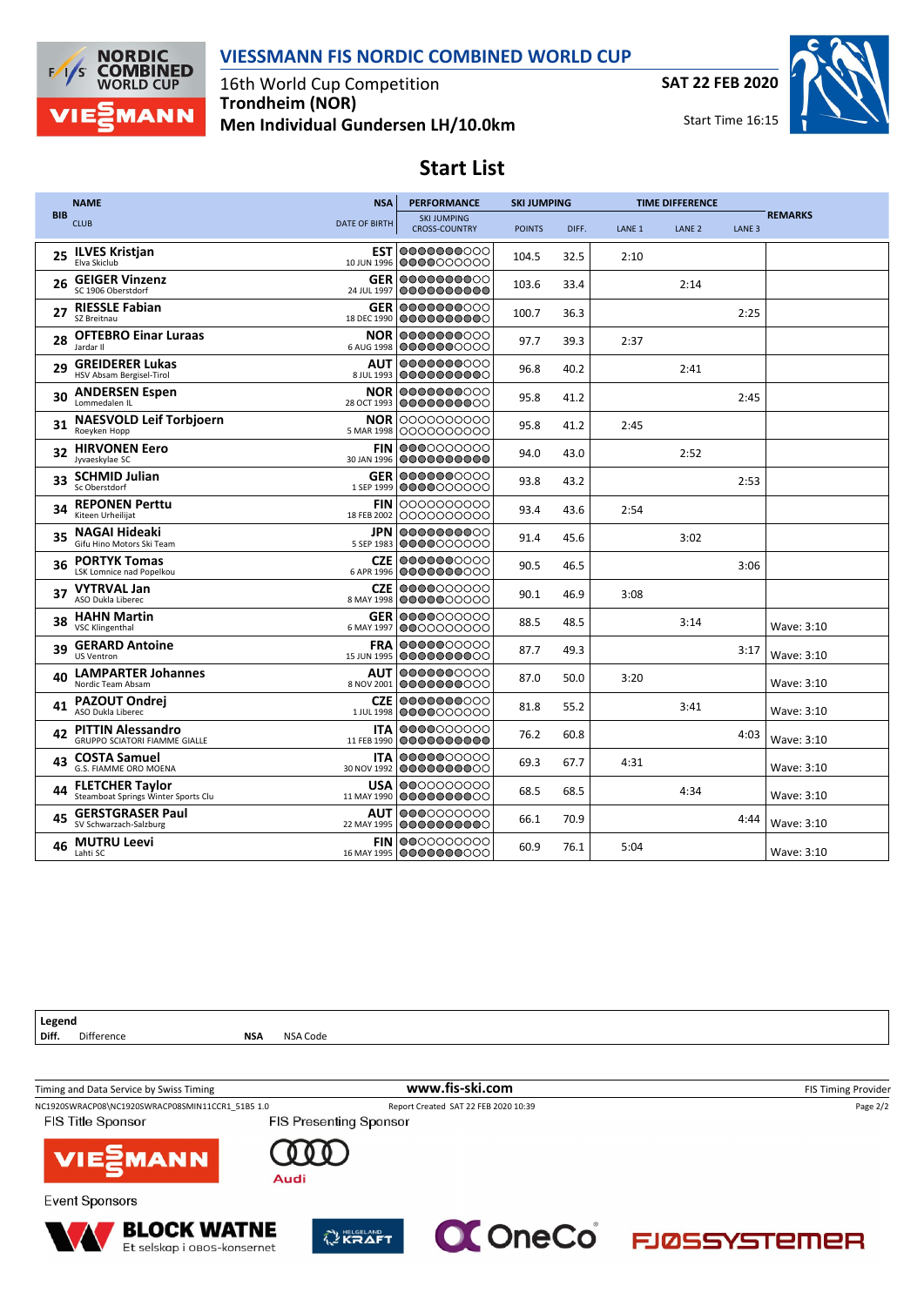# VIESSMANN FIS NORDIC COMBINED WORLD CUP

16th World Cup Competition
**Trondheim (NOR)**
**Men Individual Gundersen LH/10.0km**

**SAT 22 FEB 2020**
Start Time 16:15

## Start List

| BIB | NAME / CLUB | NSA / DATE OF BIRTH | SKI JUMPING POINTS | DIFF. | LANE 1 | LANE 2 | LANE 3 | REMARKS |
|---|---|---|---|---|---|---|---|---|
| 25 | ILVES Kristjan / Elva Skiclub | EST / 10 JUN 1996 | 104.5 | 32.5 | 2:10 | | | |
| 26 | GEIGER Vinzenz / SC 1906 Oberstdorf | GER / 24 JUL 1997 | 103.6 | 33.4 | | 2:14 | | |
| 27 | RIESSLE Fabian / SZ Breitnau | GER / 18 DEC 1990 | 100.7 | 36.3 | | | 2:25 | |
| 28 | OFTEBRO Einar Luraas / Jardar Il | NOR / 6 AUG 1998 | 97.7 | 39.3 | 2:37 | | | |
| 29 | GREIDERER Lukas / HSV Absam Bergisel-Tirol | AUT / 8 JUL 1993 | 96.8 | 40.2 | | 2:41 | | |
| 30 | ANDERSEN Espen / Lommedalen IL | NOR / 28 OCT 1993 | 95.8 | 41.2 | | | 2:45 | |
| 31 | NAESVOLD Leif Torbjoern / Roeyken Hopp | NOR / 5 MAR 1998 | 95.8 | 41.2 | 2:45 | | | |
| 32 | HIRVONEN Eero / Jyvaeskylae SC | FIN / 30 JAN 1996 | 94.0 | 43.0 | | 2:52 | | |
| 33 | SCHMID Julian / Sc Oberstdorf | GER / 1 SEP 1999 | 93.8 | 43.2 | | | 2:53 | |
| 34 | REPONEN Perttu / Kiteen Urheilijat | FIN / 18 FEB 2002 | 93.4 | 43.6 | 2:54 | | | |
| 35 | NAGAI Hideaki / Gifu Hino Motors Ski Team | JPN / 5 SEP 1983 | 91.4 | 45.6 | | 3:02 | | |
| 36 | PORTYK Tomas / LSK Lomnice nad Popelkou | CZE / 6 APR 1996 | 90.5 | 46.5 | | | 3:06 | |
| 37 | VYTRVAL Jan / ASO Dukla Liberec | CZE / 8 MAY 1998 | 90.1 | 46.9 | 3:08 | | | |
| 38 | HAHN Martin / VSC Klingenthal | GER / 6 MAY 1997 | 88.5 | 48.5 | | 3:14 | | Wave: 3:10 |
| 39 | GERARD Antoine / US Ventron | FRA / 15 JUN 1995 | 87.7 | 49.3 | | | 3:17 | Wave: 3:10 |
| 40 | LAMPARTER Johannes / Nordic Team Absam | AUT / 8 NOV 2001 | 87.0 | 50.0 | 3:20 | | | Wave: 3:10 |
| 41 | PAZOUT Ondrej / ASO Dukla Liberec | CZE / 1 JUL 1998 | 81.8 | 55.2 | | 3:41 | | Wave: 3:10 |
| 42 | PITTIN Alessandro / GRUPPO SCIATORI FIAMME GIALLE | ITA / 11 FEB 1990 | 76.2 | 60.8 | | | 4:03 | Wave: 3:10 |
| 43 | COSTA Samuel / G.S. FIAMME ORO MOENA | ITA / 30 NOV 1992 | 69.3 | 67.7 | 4:31 | | | Wave: 3:10 |
| 44 | FLETCHER Taylor / Steamboat Springs Winter Sports Clu | USA / 11 MAY 1990 | 68.5 | 68.5 | | 4:34 | | Wave: 3:10 |
| 45 | GERSTGRASER Paul / SV Schwarzach-Salzburg | AUT / 22 MAY 1995 | 66.1 | 70.9 | | | 4:44 | Wave: 3:10 |
| 46 | MUTRU Leevi / Lahti SC | FIN / 16 MAY 1995 | 60.9 | 76.1 | 5:04 | | | Wave: 3:10 |

**Legend**
**Diff.** Difference **NSA** NSA Code

Timing and Data Service by Swiss Timing www.fis-ski.com FIS Timing Provider
NC1920SWRACP08\NC1920SWRACP08SMIN11CCR1_51B5 1.0 Report Created SAT 22 FEB 2020 10:39

FIS Title Sponsor: VIESSMANN
FIS Presenting Sponsor: Audi
Event Sponsors: BLOCK WATNE Et selskap i OBOS-konsernet, HELGELAND KRAFT, OneCo, FJØSSYSTEMER